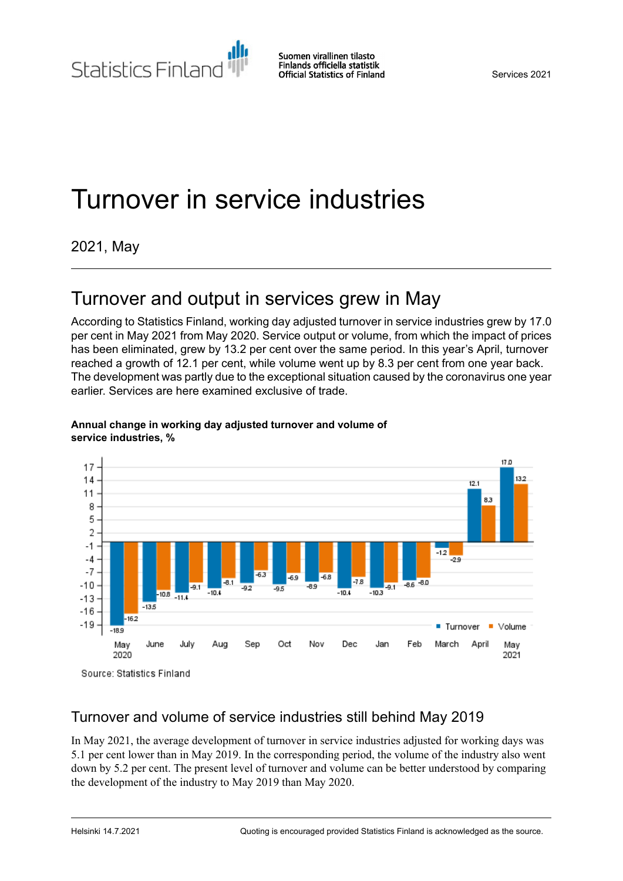Statistics Finland

Suomen virallinen tilasto
Finlands officiella statistik
Official Statistics of Finland

Services 2021

# Turnover in service industries

2021, May

## Turnover and output in services grew in May

According to Statistics Finland, working day adjusted turnover in service industries grew by 17.0 per cent in May 2021 from May 2020. Service output or volume, from which the impact of prices has been eliminated, grew by 13.2 per cent over the same period. In this year's April, turnover reached a growth of 12.1 per cent, while volume went up by 8.3 per cent from one year back. The development was partly due to the exceptional situation caused by the coronavirus one year earlier. Services are here examined exclusive of trade.

**Annual change in working day adjusted turnover and volume of service industries, %**

| Month | Turnover | Volume |
|---|---|---|
| May 2020 | -18.9 | -16.2 |
| June | -13.5 | -10.8 |
| July | -11.4 | -9.1 |
| Aug | -10.4 | -8.1 |
| Sep | -9.2 | -6.3 |
| Oct | -9.5 | -6.9 |
| Nov | -8.9 | -6.8 |
| Dec | -10.4 | -7.8 |
| Jan | -10.3 | -9.1 |
| Feb | -8.6 | -8.0 |
| March | -1.2 | -2.9 |
| April | 12.1 | 8.3 |
| May 2021 | 17.0 | 13.2 |

Source: Statistics Finland

## Turnover and volume of service industries still behind May 2019

In May 2021, the average development of turnover in service industries adjusted for working days was 5.1 per cent lower than in May 2019. In the corresponding period, the volume of the industry also went down by 5.2 per cent. The present level of turnover and volume can be better understood by comparing the development of the industry to May 2019 than May 2020.

Helsinki 14.7.2021

Quoting is encouraged provided Statistics Finland is acknowledged as the source.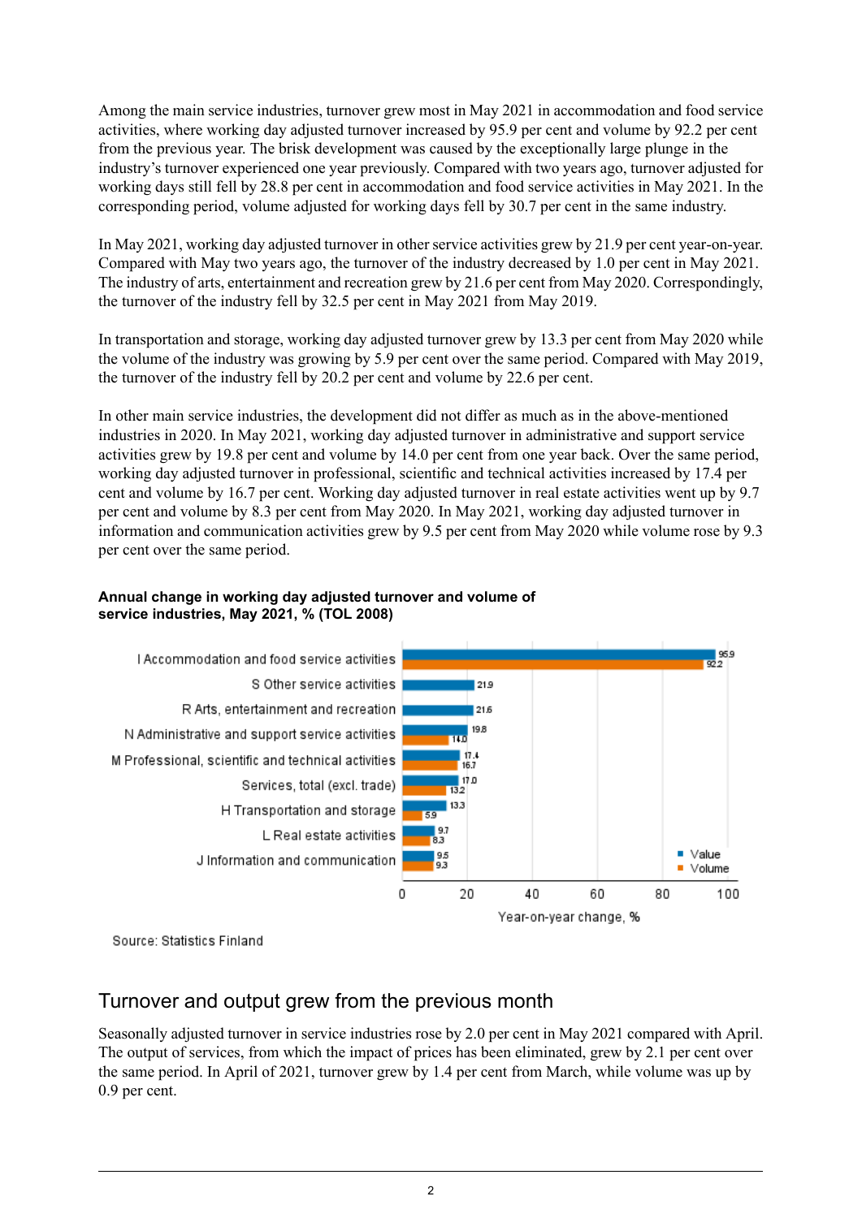Among the main service industries, turnover grew most in May 2021 in accommodation and food service activities, where working day adjusted turnover increased by 95.9 per cent and volume by 92.2 per cent from the previous year. The brisk development was caused by the exceptionally large plunge in the industry's turnover experienced one year previously. Compared with two years ago, turnover adjusted for working days still fell by 28.8 per cent in accommodation and food service activities in May 2021. In the corresponding period, volume adjusted for working days fell by 30.7 per cent in the same industry.

In May 2021, working day adjusted turnover in other service activities grew by 21.9 per cent year-on-year. Compared with May two years ago, the turnover of the industry decreased by 1.0 per cent in May 2021. The industry of arts, entertainment and recreation grew by 21.6 per cent from May 2020. Correspondingly, the turnover of the industry fell by 32.5 per cent in May 2021 from May 2019.

In transportation and storage, working day adjusted turnover grew by 13.3 per cent from May 2020 while the volume of the industry was growing by 5.9 per cent over the same period. Compared with May 2019, the turnover of the industry fell by 20.2 per cent and volume by 22.6 per cent.

In other main service industries, the development did not differ as much as in the above-mentioned industries in 2020. In May 2021, working day adjusted turnover in administrative and support service activities grew by 19.8 per cent and volume by 14.0 per cent from one year back. Over the same period, working day adjusted turnover in professional, scientific and technical activities increased by 17.4 per cent and volume by 16.7 per cent. Working day adjusted turnover in real estate activities went up by 9.7 per cent and volume by 8.3 per cent from May 2020. In May 2021, working day adjusted turnover in information and communication activities grew by 9.5 per cent from May 2020 while volume rose by 9.3 per cent over the same period.

**Annual change in working day adjusted turnover and volume of service industries, May 2021, % (TOL 2008)**

| Industry | Value | Volume |
|---|---|---|
| I Accommodation and food service activities | 95.9 | 92.2 |
| S Other service activities | 21.9 | |
| R Arts, entertainment and recreation | 21.6 | |
| N Administrative and support service activities | 19.8 | 14.0 |
| M Professional, scientific and technical activities | 17.4 | 16.7 |
| Services, total (excl. trade) | 17.0 | 13.2 |
| H Transportation and storage | 13.3 | 5.9 |
| L Real estate activities | 9.7 | 8.3 |
| J Information and communication | 9.5 | 9.3 |

Year-on-year change, %

Source: Statistics Finland

## Turnover and output grew from the previous month

Seasonally adjusted turnover in service industries rose by 2.0 per cent in May 2021 compared with April. The output of services, from which the impact of prices has been eliminated, grew by 2.1 per cent over the same period. In April of 2021, turnover grew by 1.4 per cent from March, while volume was up by 0.9 per cent.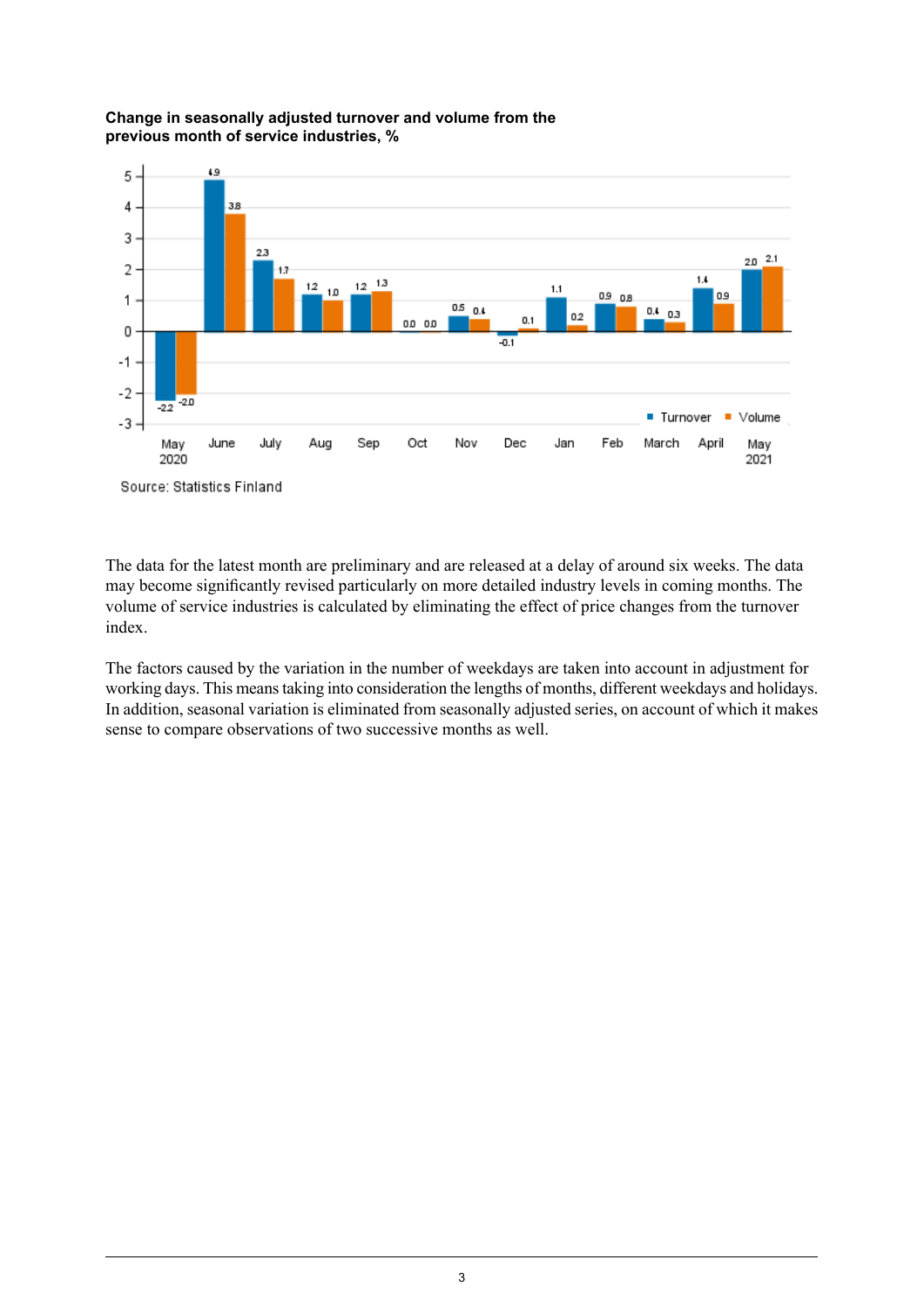**Change in seasonally adjusted turnover and volume from the previous month of service industries, %**

| Month | Turnover | Volume |
|---|---|---|
| May 2020 | -2.2 | -2.0 |
| June | 4.9 | 3.8 |
| July | 2.3 | 1.7 |
| Aug | 1.2 | 1.0 |
| Sep | 1.2 | 1.3 |
| Oct | 0.0 | 0.0 |
| Nov | 0.5 | 0.4 |
| Dec | -0.1 | 0.1 |
| Jan | 1.1 | 0.2 |
| Feb | 0.9 | 0.8 |
| March | 0.4 | 0.3 |
| April | 1.4 | 0.9 |
| May 2021 | 2.0 | 2.1 |

Source: Statistics Finland

The data for the latest month are preliminary and are released at a delay of around six weeks. The data may become significantly revised particularly on more detailed industry levels in coming months. The volume of service industries is calculated by eliminating the effect of price changes from the turnover index.

The factors caused by the variation in the number of weekdays are taken into account in adjustment for working days. This means taking into consideration the lengths of months, different weekdays and holidays. In addition, seasonal variation is eliminated from seasonally adjusted series, on account of which it makes sense to compare observations of two successive months as well.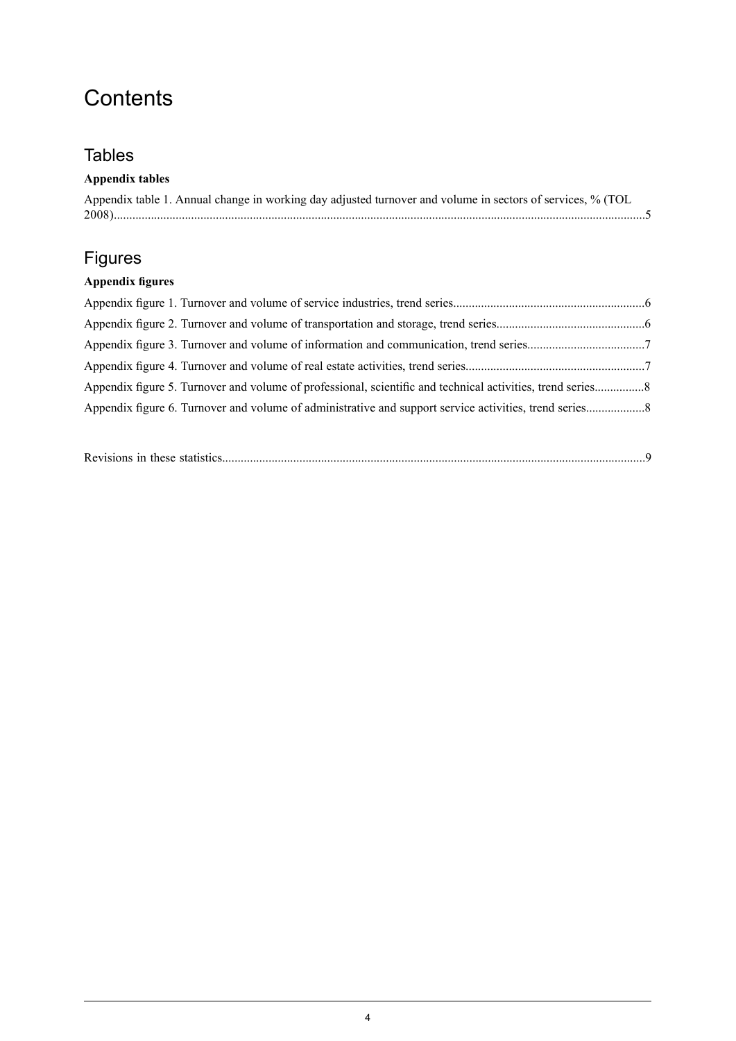# Contents

## Tables

### Appendix tables

Appendix table 1. Annual change in working day adjusted turnover and volume in sectors of services, % (TOL 2008)..........5

## Figures

### Appendix figures

Appendix figure 1. Turnover and volume of service industries, trend series..........6

Appendix figure 2. Turnover and volume of transportation and storage, trend series..........6

Appendix figure 3. Turnover and volume of information and communication, trend series..........7

Appendix figure 4. Turnover and volume of real estate activities, trend series..........7

Appendix figure 5. Turnover and volume of professional, scientific and technical activities, trend series..........8

Appendix figure 6. Turnover and volume of administrative and support service activities, trend series..........8

Revisions in these statistics..........9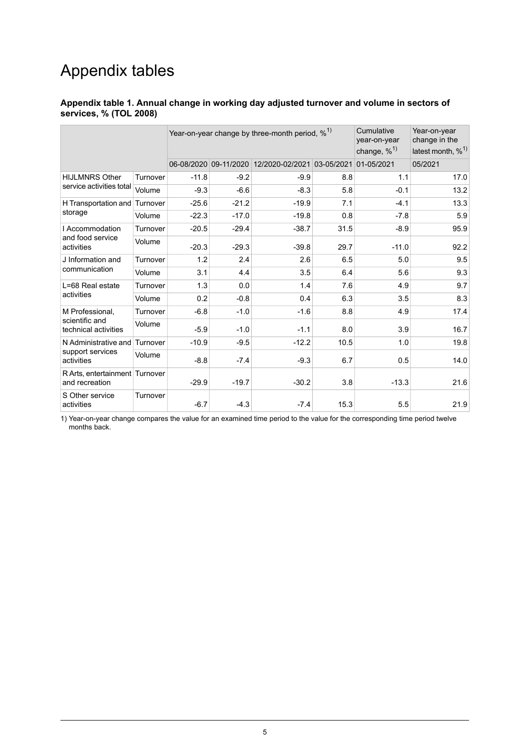# Appendix tables

**Appendix table 1. Annual change in working day adjusted turnover and volume in sectors of services, % (TOL 2008)**

| | | Year-on-year change by three-month period, %[1] | | | | Cumulative year-on-year change, %[1] | Year-on-year change in the latest month, %[1] |
|---|---|---|---|---|---|---|---|
| | | 06-08/2020 | 09-11/2020 | 12/2020-02/2021 | 03-05/2021 | 01-05/2021 | 05/2021 |
| HIJLMNRS Other service activities total | Turnover | -11.8 | -9.2 | -9.9 | 8.8 | 1.1 | 17.0 |
| | Volume | -9.3 | -6.6 | -8.3 | 5.8 | -0.1 | 13.2 |
| H Transportation and storage | Turnover | -25.6 | -21.2 | -19.9 | 7.1 | -4.1 | 13.3 |
| | Volume | -22.3 | -17.0 | -19.8 | 0.8 | -7.8 | 5.9 |
| I Accommodation and food service activities | Turnover | -20.5 | -29.4 | -38.7 | 31.5 | -8.9 | 95.9 |
| | Volume | -20.3 | -29.3 | -39.8 | 29.7 | -11.0 | 92.2 |
| J Information and communication | Turnover | 1.2 | 2.4 | 2.6 | 6.5 | 5.0 | 9.5 |
| | Volume | 3.1 | 4.4 | 3.5 | 6.4 | 5.6 | 9.3 |
| L=68 Real estate activities | Turnover | 1.3 | 0.0 | 1.4 | 7.6 | 4.9 | 9.7 |
| | Volume | 0.2 | -0.8 | 0.4 | 6.3 | 3.5 | 8.3 |
| M Professional, scientific and technical activities | Turnover | -6.8 | -1.0 | -1.6 | 8.8 | 4.9 | 17.4 |
| | Volume | -5.9 | -1.0 | -1.1 | 8.0 | 3.9 | 16.7 |
| N Administrative and support services activities | Turnover | -10.9 | -9.5 | -12.2 | 10.5 | 1.0 | 19.8 |
| | Volume | -8.8 | -7.4 | -9.3 | 6.7 | 0.5 | 14.0 |
| R Arts, entertainment and recreation | Turnover | -29.9 | -19.7 | -30.2 | 3.8 | -13.3 | 21.6 |
| S Other service activities | Turnover | -6.7 | -4.3 | -7.4 | 15.3 | 5.5 | 21.9 |

1) Year-on-year change compares the value for an examined time period to the value for the corresponding time period twelve months back.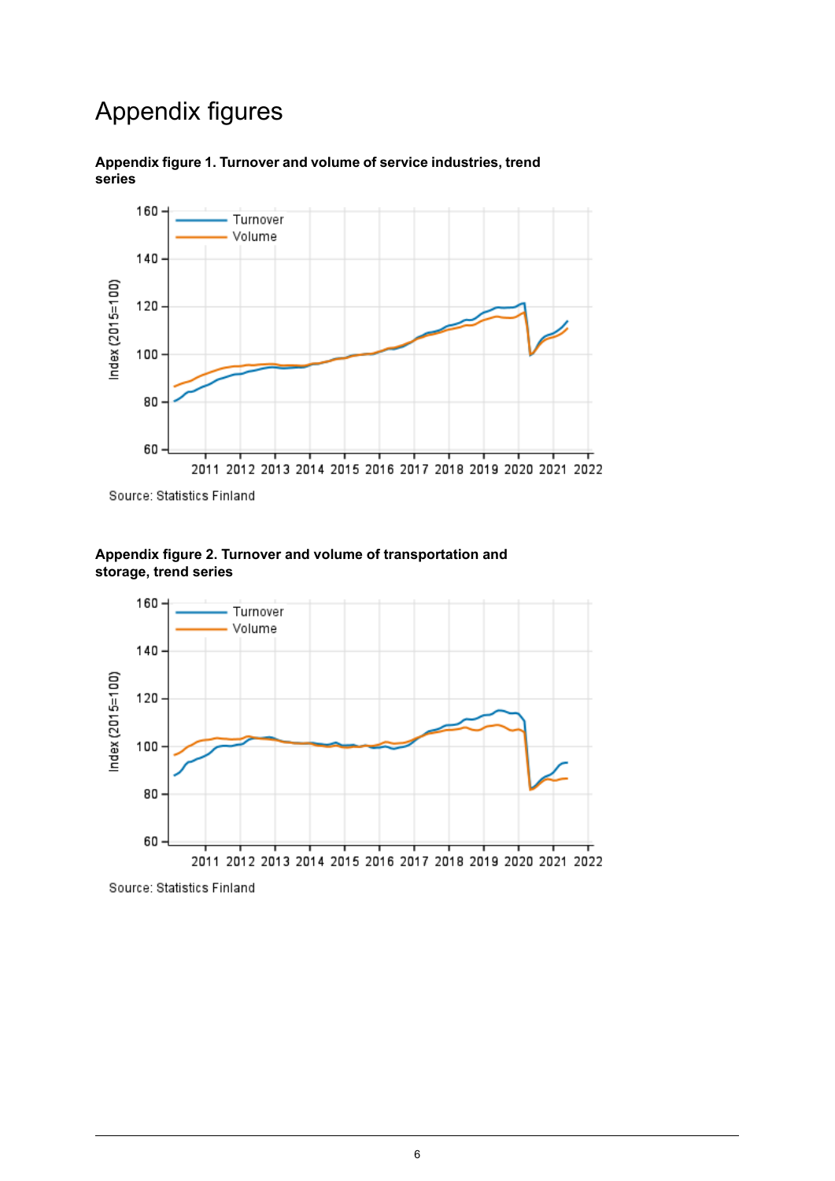# Appendix figures

**Appendix figure 1. Turnover and volume of service industries, trend series**

Source: Statistics Finland

**Appendix figure 2. Turnover and volume of transportation and storage, trend series**

Source: Statistics Finland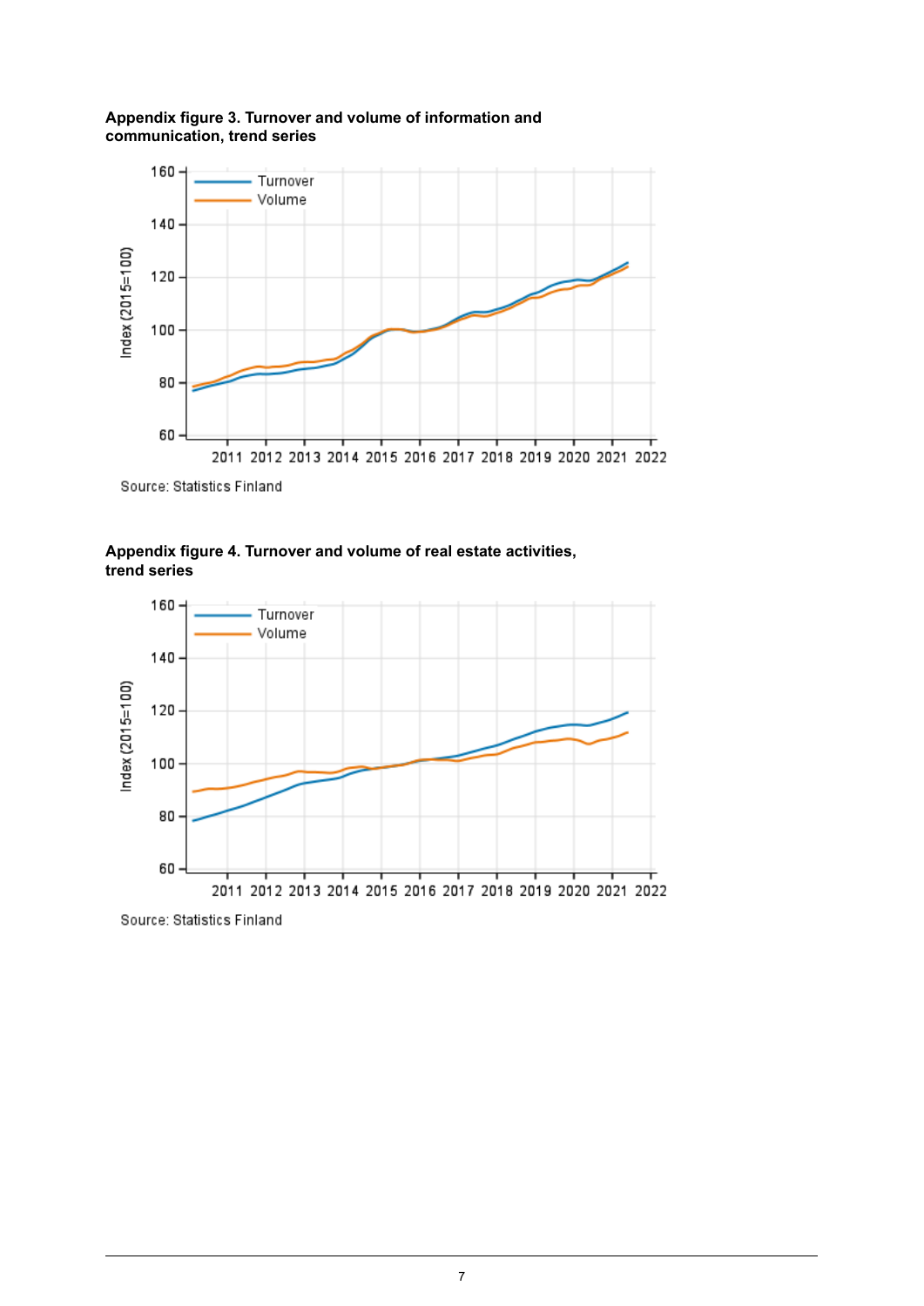**Appendix figure 3. Turnover and volume of information and communication, trend series**

Source: Statistics Finland

**Appendix figure 4. Turnover and volume of real estate activities, trend series**

Source: Statistics Finland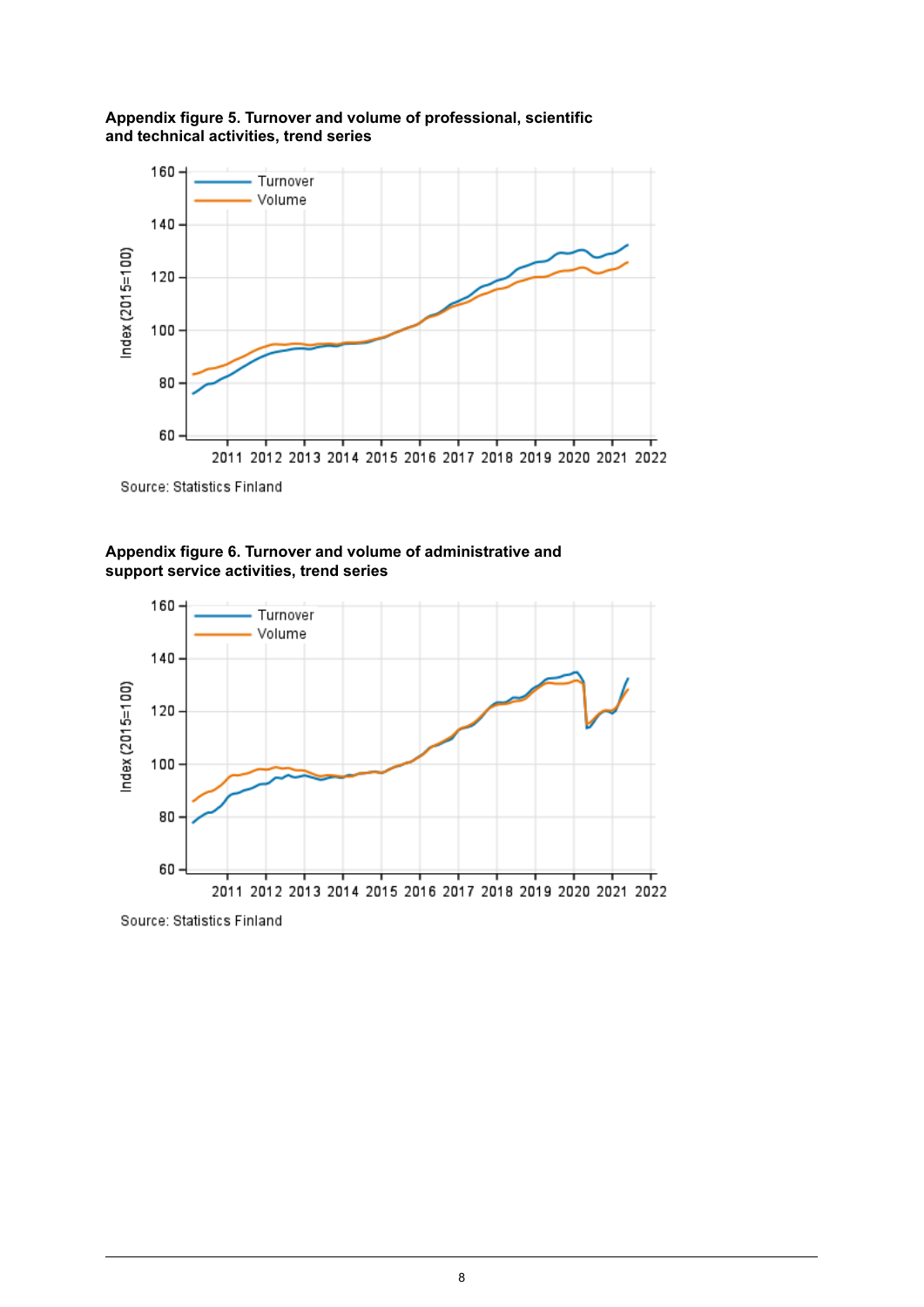**Appendix figure 5. Turnover and volume of professional, scientific and technical activities, trend series**

Source: Statistics Finland

**Appendix figure 6. Turnover and volume of administrative and support service activities, trend series**

Source: Statistics Finland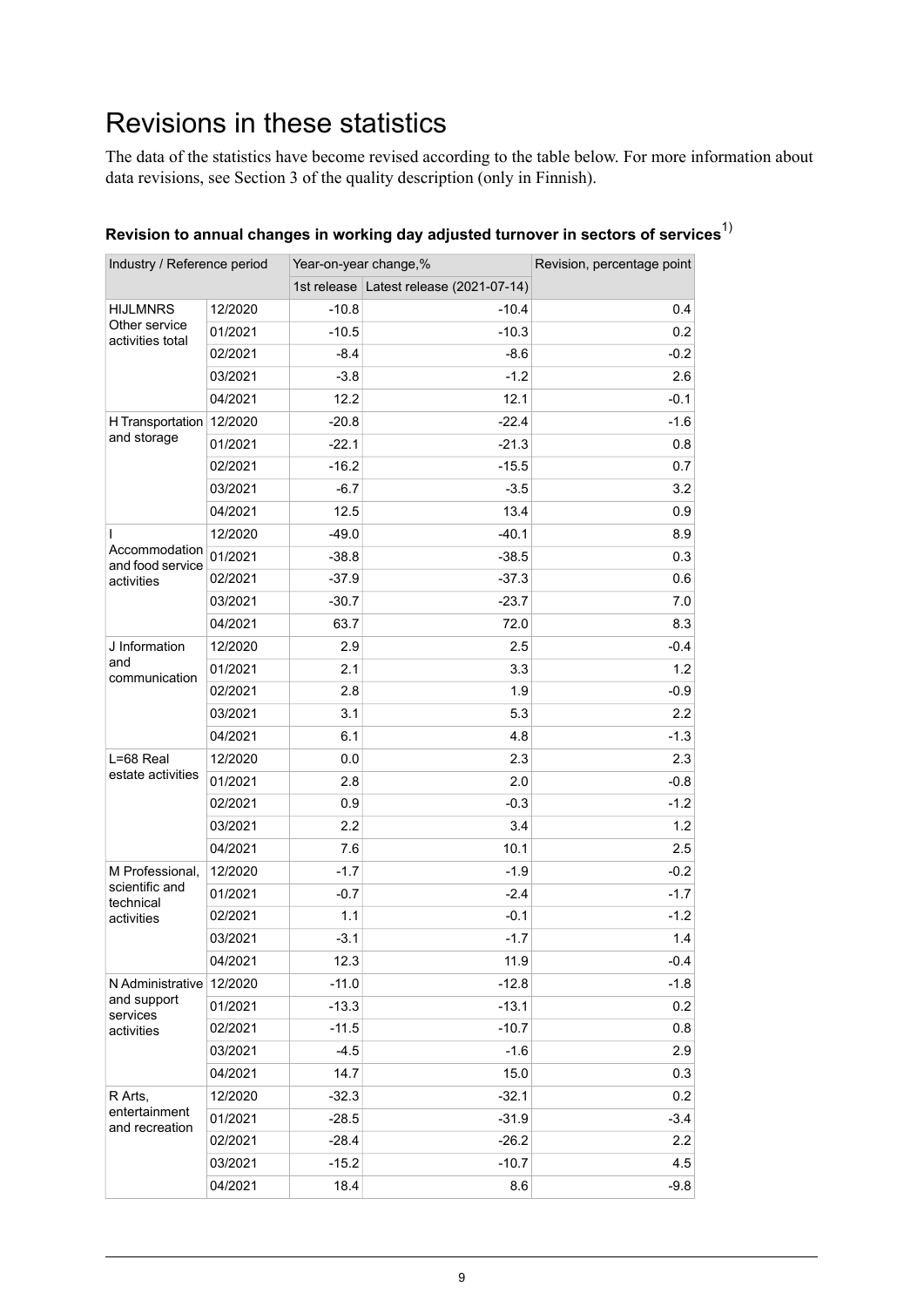# Revisions in these statistics

The data of the statistics have become revised according to the table below. For more information about data revisions, see Section 3 of the quality description (only in Finnish).

**Revision to annual changes in working day adjusted turnover in sectors of services**[1)]

| Industry / Reference period | | Year-on-year change,% | | Revision, percentage point |
|---|---|---|---|---|
| | | 1st release | Latest release (2021-07-14) | |
| HIJLMNRS Other service activities total | 12/2020 | -10.8 | -10.4 | 0.4 |
| | 01/2021 | -10.5 | -10.3 | 0.2 |
| | 02/2021 | -8.4 | -8.6 | -0.2 |
| | 03/2021 | -3.8 | -1.2 | 2.6 |
| | 04/2021 | 12.2 | 12.1 | -0.1 |
| H Transportation and storage | 12/2020 | -20.8 | -22.4 | -1.6 |
| | 01/2021 | -22.1 | -21.3 | 0.8 |
| | 02/2021 | -16.2 | -15.5 | 0.7 |
| | 03/2021 | -6.7 | -3.5 | 3.2 |
| | 04/2021 | 12.5 | 13.4 | 0.9 |
| I Accommodation and food service activities | 12/2020 | -49.0 | -40.1 | 8.9 |
| | 01/2021 | -38.8 | -38.5 | 0.3 |
| | 02/2021 | -37.9 | -37.3 | 0.6 |
| | 03/2021 | -30.7 | -23.7 | 7.0 |
| | 04/2021 | 63.7 | 72.0 | 8.3 |
| J Information and communication | 12/2020 | 2.9 | 2.5 | -0.4 |
| | 01/2021 | 2.1 | 3.3 | 1.2 |
| | 02/2021 | 2.8 | 1.9 | -0.9 |
| | 03/2021 | 3.1 | 5.3 | 2.2 |
| | 04/2021 | 6.1 | 4.8 | -1.3 |
| L=68 Real estate activities | 12/2020 | 0.0 | 2.3 | 2.3 |
| | 01/2021 | 2.8 | 2.0 | -0.8 |
| | 02/2021 | 0.9 | -0.3 | -1.2 |
| | 03/2021 | 2.2 | 3.4 | 1.2 |
| | 04/2021 | 7.6 | 10.1 | 2.5 |
| M Professional, scientific and technical activities | 12/2020 | -1.7 | -1.9 | -0.2 |
| | 01/2021 | -0.7 | -2.4 | -1.7 |
| | 02/2021 | 1.1 | -0.1 | -1.2 |
| | 03/2021 | -3.1 | -1.7 | 1.4 |
| | 04/2021 | 12.3 | 11.9 | -0.4 |
| N Administrative and support services activities | 12/2020 | -11.0 | -12.8 | -1.8 |
| | 01/2021 | -13.3 | -13.1 | 0.2 |
| | 02/2021 | -11.5 | -10.7 | 0.8 |
| | 03/2021 | -4.5 | -1.6 | 2.9 |
| | 04/2021 | 14.7 | 15.0 | 0.3 |
| R Arts, entertainment and recreation | 12/2020 | -32.3 | -32.1 | 0.2 |
| | 01/2021 | -28.5 | -31.9 | -3.4 |
| | 02/2021 | -28.4 | -26.2 | 2.2 |
| | 03/2021 | -15.2 | -10.7 | 4.5 |
| | 04/2021 | 18.4 | 8.6 | -9.8 |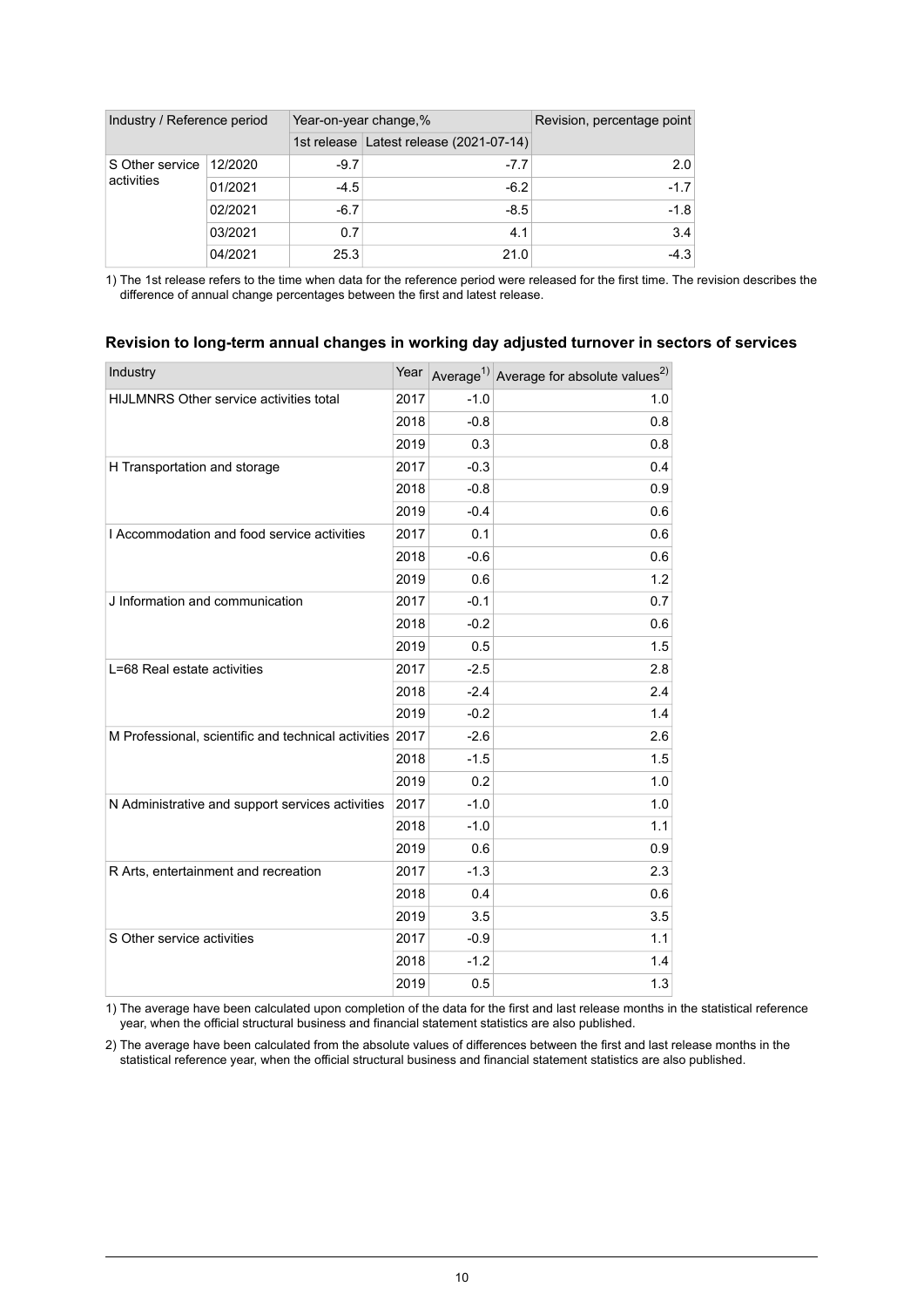| Industry / Reference period | | Year-on-year change,% | | Revision, percentage point |
|---|---|---|---|---|
| | | 1st release | Latest release (2021-07-14) | |
| S Other service activities | 12/2020 | -9.7 | -7.7 | 2.0 |
| | 01/2021 | -4.5 | -6.2 | -1.7 |
| | 02/2021 | -6.7 | -8.5 | -1.8 |
| | 03/2021 | 0.7 | 4.1 | 3.4 |
| | 04/2021 | 25.3 | 21.0 | -4.3 |

1) The 1st release refers to the time when data for the reference period were released for the first time. The revision describes the difference of annual change percentages between the first and latest release.

### Revision to long-term annual changes in working day adjusted turnover in sectors of services

| Industry | Year | Average[1] | Average for absolute values[2] |
|---|---|---|---|
| HIJLMNRS Other service activities total | 2017 | -1.0 | 1.0 |
| | 2018 | -0.8 | 0.8 |
| | 2019 | 0.3 | 0.8 |
| H Transportation and storage | 2017 | -0.3 | 0.4 |
| | 2018 | -0.8 | 0.9 |
| | 2019 | -0.4 | 0.6 |
| I Accommodation and food service activities | 2017 | 0.1 | 0.6 |
| | 2018 | -0.6 | 0.6 |
| | 2019 | 0.6 | 1.2 |
| J Information and communication | 2017 | -0.1 | 0.7 |
| | 2018 | -0.2 | 0.6 |
| | 2019 | 0.5 | 1.5 |
| L=68 Real estate activities | 2017 | -2.5 | 2.8 |
| | 2018 | -2.4 | 2.4 |
| | 2019 | -0.2 | 1.4 |
| M Professional, scientific and technical activities | 2017 | -2.6 | 2.6 |
| | 2018 | -1.5 | 1.5 |
| | 2019 | 0.2 | 1.0 |
| N Administrative and support services activities | 2017 | -1.0 | 1.0 |
| | 2018 | -1.0 | 1.1 |
| | 2019 | 0.6 | 0.9 |
| R Arts, entertainment and recreation | 2017 | -1.3 | 2.3 |
| | 2018 | 0.4 | 0.6 |
| | 2019 | 3.5 | 3.5 |
| S Other service activities | 2017 | -0.9 | 1.1 |
| | 2018 | -1.2 | 1.4 |
| | 2019 | 0.5 | 1.3 |

1) The average have been calculated upon completion of the data for the first and last release months in the statistical reference year, when the official structural business and financial statement statistics are also published.

2) The average have been calculated from the absolute values of differences between the first and last release months in the statistical reference year, when the official structural business and financial statement statistics are also published.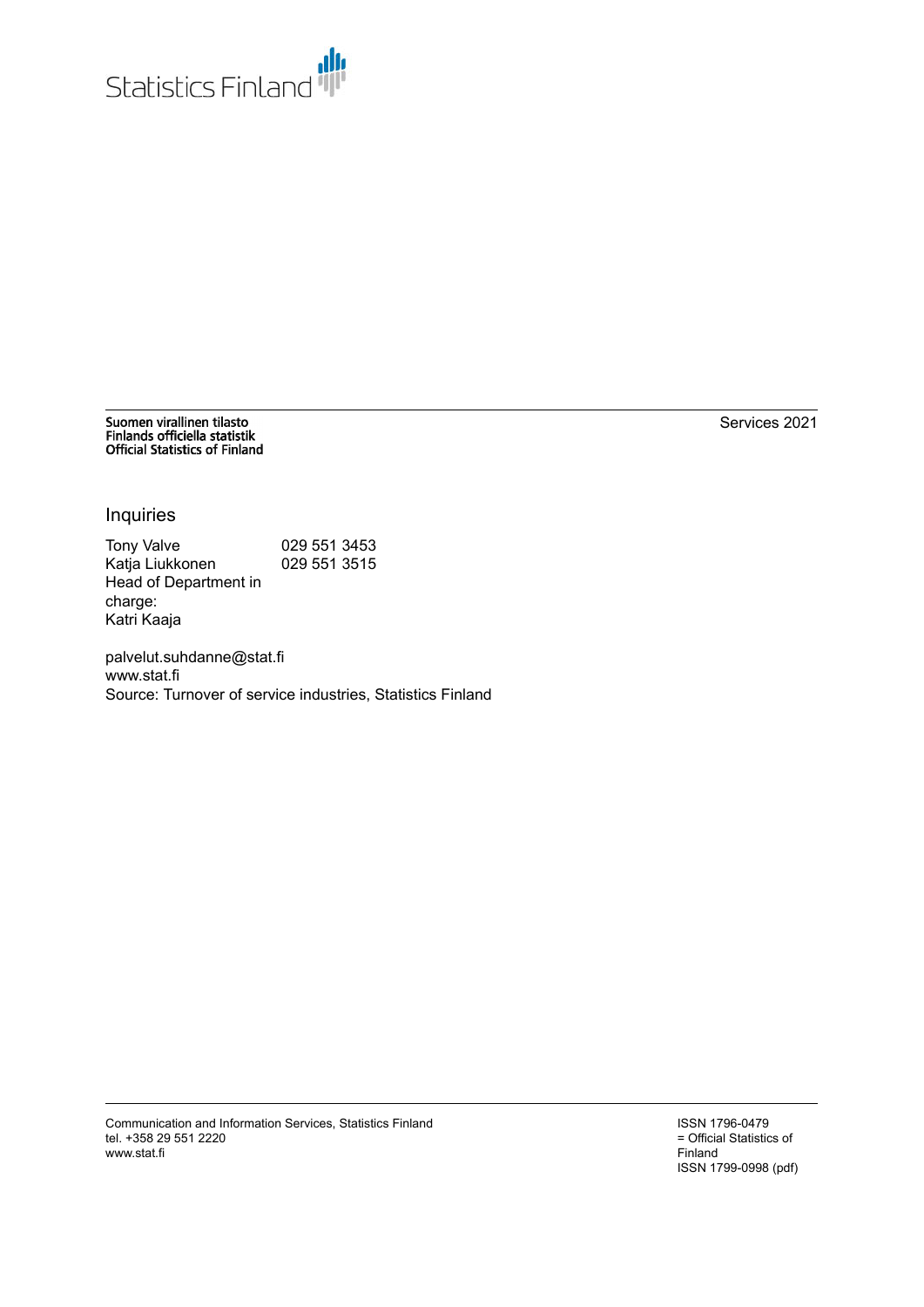Statistics Finland

Suomen virallinen tilasto
Finlands officiella statistik
Official Statistics of Finland

Services 2021

## Inquiries

| | |
|---|---|
| Tony Valve | 029 551 3453 |
| Katja Liukkonen | 029 551 3515 |
| Head of Department in charge: Katri Kaaja | |

palvelut.suhdanne@stat.fi
www.stat.fi
Source: Turnover of service industries, Statistics Finland

Communication and Information Services, Statistics Finland
tel. +358 29 551 2220
www.stat.fi

ISSN 1796-0479
= Official Statistics of Finland
ISSN 1799-0998 (pdf)